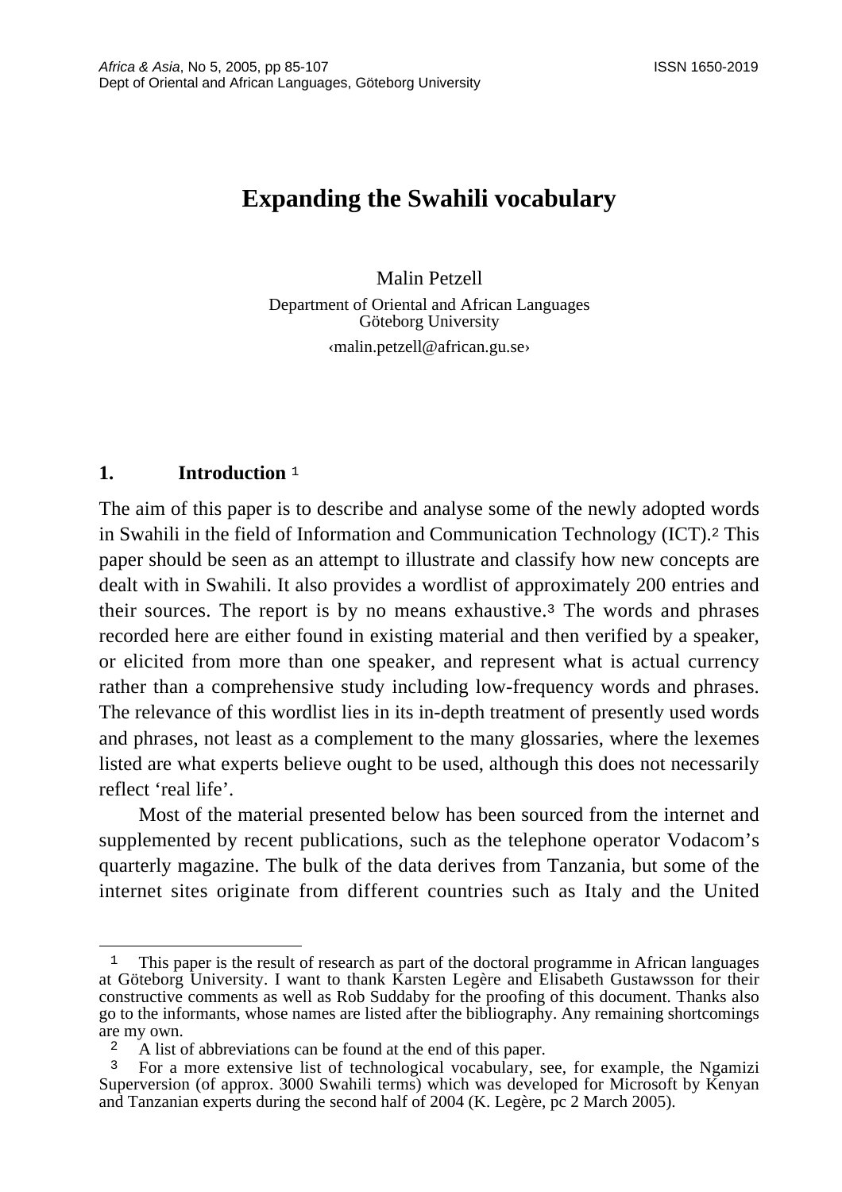# Expanding the Swahili vocabulary

Malin Petzell

Department of Oriental and African Languages
Göteborg University

‹malin.petzell@african.gu.se›

## 1. Introduction [1]

The aim of this paper is to describe and analyse some of the newly adopted words in Swahili in the field of Information and Communication Technology (ICT).[2] This paper should be seen as an attempt to illustrate and classify how new concepts are dealt with in Swahili. It also provides a wordlist of approximately 200 entries and their sources. The report is by no means exhaustive.[3] The words and phrases recorded here are either found in existing material and then verified by a speaker, or elicited from more than one speaker, and represent what is actual currency rather than a comprehensive study including low-frequency words and phrases. The relevance of this wordlist lies in its in-depth treatment of presently used words and phrases, not least as a complement to the many glossaries, where the lexemes listed are what experts believe ought to be used, although this does not necessarily reflect 'real life'.

Most of the material presented below has been sourced from the internet and supplemented by recent publications, such as the telephone operator Vodacom's quarterly magazine. The bulk of the data derives from Tanzania, but some of the internet sites originate from different countries such as Italy and the United

---

[1] This paper is the result of research as part of the doctoral programme in African languages at Göteborg University. I want to thank Karsten Legère and Elisabeth Gustawsson for their constructive comments as well as Rob Suddaby for the proofing of this document. Thanks also go to the informants, whose names are listed after the bibliography. Any remaining shortcomings are my own.

[2] A list of abbreviations can be found at the end of this paper.

[3] For a more extensive list of technological vocabulary, see, for example, the Ngamizi Superversion (of approx. 3000 Swahili terms) which was developed for Microsoft by Kenyan and Tanzanian experts during the second half of 2004 (K. Legère, pc 2 March 2005).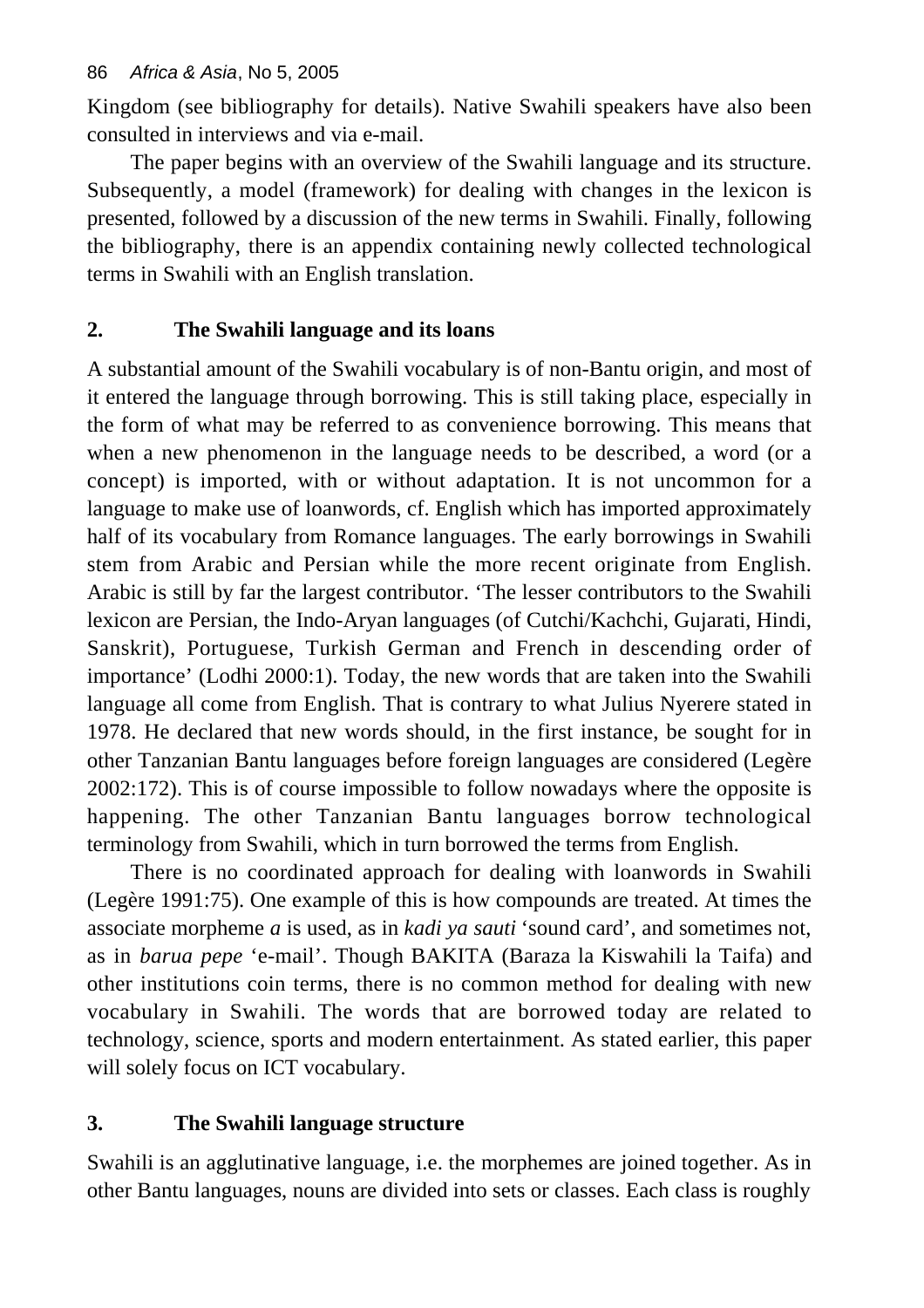Kingdom (see bibliography for details). Native Swahili speakers have also been consulted in interviews and via e-mail.

The paper begins with an overview of the Swahili language and its structure. Subsequently, a model (framework) for dealing with changes in the lexicon is presented, followed by a discussion of the new terms in Swahili. Finally, following the bibliography, there is an appendix containing newly collected technological terms in Swahili with an English translation.

## 2. The Swahili language and its loans

A substantial amount of the Swahili vocabulary is of non-Bantu origin, and most of it entered the language through borrowing. This is still taking place, especially in the form of what may be referred to as convenience borrowing. This means that when a new phenomenon in the language needs to be described, a word (or a concept) is imported, with or without adaptation. It is not uncommon for a language to make use of loanwords, cf. English which has imported approximately half of its vocabulary from Romance languages. The early borrowings in Swahili stem from Arabic and Persian while the more recent originate from English. Arabic is still by far the largest contributor. 'The lesser contributors to the Swahili lexicon are Persian, the Indo-Aryan languages (of Cutchi/Kachchi, Gujarati, Hindi, Sanskrit), Portuguese, Turkish German and French in descending order of importance' (Lodhi 2000:1). Today, the new words that are taken into the Swahili language all come from English. That is contrary to what Julius Nyerere stated in 1978. He declared that new words should, in the first instance, be sought for in other Tanzanian Bantu languages before foreign languages are considered (Legère 2002:172). This is of course impossible to follow nowadays where the opposite is happening. The other Tanzanian Bantu languages borrow technological terminology from Swahili, which in turn borrowed the terms from English.

There is no coordinated approach for dealing with loanwords in Swahili (Legère 1991:75). One example of this is how compounds are treated. At times the associate morpheme *a* is used, as in *kadi ya sauti* 'sound card', and sometimes not, as in *barua pepe* 'e-mail'. Though BAKITA (Baraza la Kiswahili la Taifa) and other institutions coin terms, there is no common method for dealing with new vocabulary in Swahili. The words that are borrowed today are related to technology, science, sports and modern entertainment. As stated earlier, this paper will solely focus on ICT vocabulary.

## 3. The Swahili language structure

Swahili is an agglutinative language, i.e. the morphemes are joined together. As in other Bantu languages, nouns are divided into sets or classes. Each class is roughly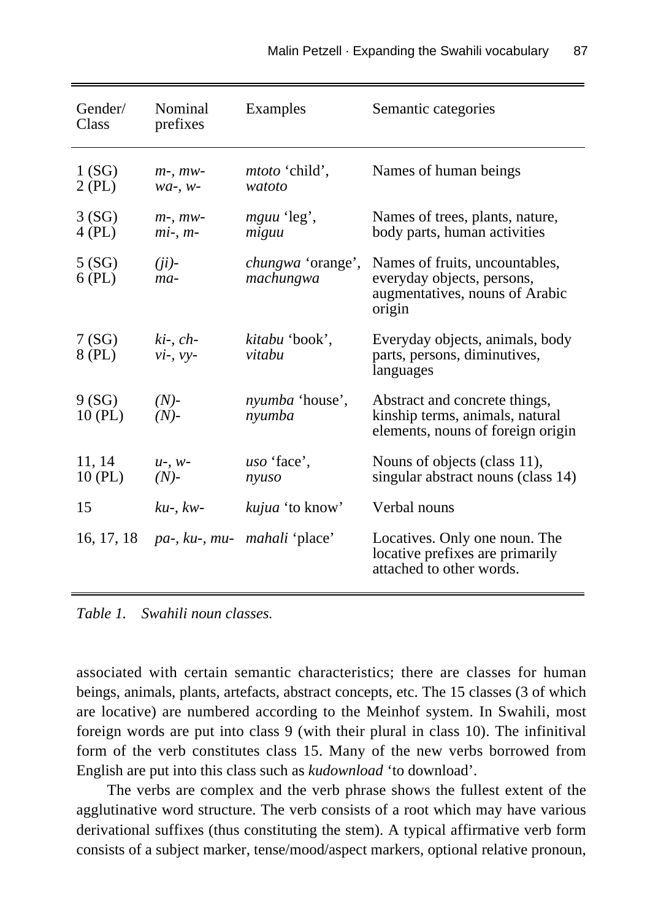| Gender/ Class | Nominal prefixes | Examples | Semantic categories |
|---|---|---|---|
| 1 (SG)<br>2 (PL) | *m-*, *mw-*<br>*wa-*, *w-* | *mtoto* 'child',<br>*watoto* | Names of human beings |
| 3 (SG)<br>4 (PL) | *m-*, *mw-*<br>*mi-*, *m-* | *mguu* 'leg',<br>*miguu* | Names of trees, plants, nature, body parts, human activities |
| 5 (SG)<br>6 (PL) | *(ji)-*<br>*ma-* | *chungwa* 'orange',<br>*machungwa* | Names of fruits, uncountables, everyday objects, persons, augmentatives, nouns of Arabic origin |
| 7 (SG)<br>8 (PL) | *ki-*, *ch-*<br>*vi-*, *vy-* | *kitabu* 'book',<br>*vitabu* | Everyday objects, animals, body parts, persons, diminutives, languages |
| 9 (SG)<br>10 (PL) | *(N)-*<br>*(N)-* | *nyumba* 'house',<br>*nyumba* | Abstract and concrete things, kinship terms, animals, natural elements, nouns of foreign origin |
| 11, 14<br>10 (PL) | *u-*, *w-*<br>*(N)-* | *uso* 'face',<br>*nyuso* | Nouns of objects (class 11), singular abstract nouns (class 14) |
| 15 | *ku-*, *kw-* | *kujua* 'to know' | Verbal nouns |
| 16, 17, 18 | *pa-*, *ku-*, *mu-* | *mahali* 'place' | Locatives. Only one noun. The locative prefixes are primarily attached to other words. |

*Table 1. Swahili noun classes.*

associated with certain semantic characteristics; there are classes for human beings, animals, plants, artefacts, abstract concepts, etc. The 15 classes (3 of which are locative) are numbered according to the Meinhof system. In Swahili, most foreign words are put into class 9 (with their plural in class 10). The infinitival form of the verb constitutes class 15. Many of the new verbs borrowed from English are put into this class such as *kudownload* 'to download'.

The verbs are complex and the verb phrase shows the fullest extent of the agglutinative word structure. The verb consists of a root which may have various derivational suffixes (thus constituting the stem). A typical affirmative verb form consists of a subject marker, tense/mood/aspect markers, optional relative pronoun,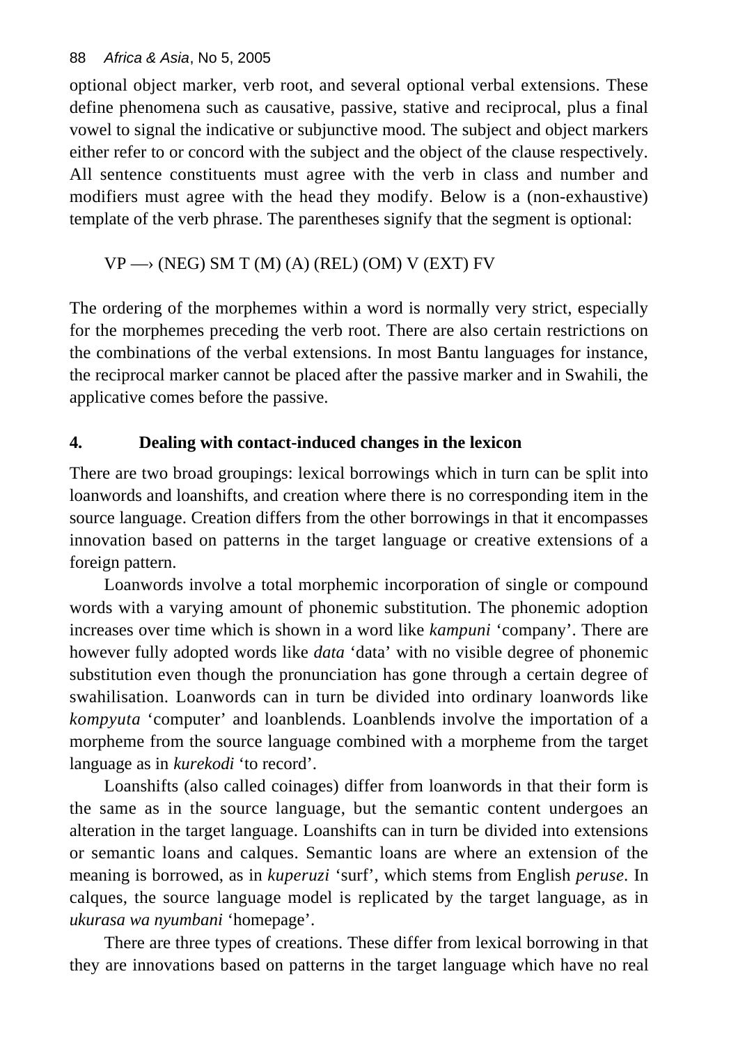optional object marker, verb root, and several optional verbal extensions. These define phenomena such as causative, passive, stative and reciprocal, plus a final vowel to signal the indicative or subjunctive mood. The subject and object markers either refer to or concord with the subject and the object of the clause respectively. All sentence constituents must agree with the verb in class and number and modifiers must agree with the head they modify. Below is a (non-exhaustive) template of the verb phrase. The parentheses signify that the segment is optional:

VP ⟶ (NEG) SM T (M) (A) (REL) (OM) V (EXT) FV

The ordering of the morphemes within a word is normally very strict, especially for the morphemes preceding the verb root. There are also certain restrictions on the combinations of the verbal extensions. In most Bantu languages for instance, the reciprocal marker cannot be placed after the passive marker and in Swahili, the applicative comes before the passive.

## 4. Dealing with contact-induced changes in the lexicon

There are two broad groupings: lexical borrowings which in turn can be split into loanwords and loanshifts, and creation where there is no corresponding item in the source language. Creation differs from the other borrowings in that it encompasses innovation based on patterns in the target language or creative extensions of a foreign pattern.

Loanwords involve a total morphemic incorporation of single or compound words with a varying amount of phonemic substitution. The phonemic adoption increases over time which is shown in a word like *kampuni* 'company'. There are however fully adopted words like *data* 'data' with no visible degree of phonemic substitution even though the pronunciation has gone through a certain degree of swahilisation. Loanwords can in turn be divided into ordinary loanwords like *kompyuta* 'computer' and loanblends. Loanblends involve the importation of a morpheme from the source language combined with a morpheme from the target language as in *kurekodi* 'to record'.

Loanshifts (also called coinages) differ from loanwords in that their form is the same as in the source language, but the semantic content undergoes an alteration in the target language. Loanshifts can in turn be divided into extensions or semantic loans and calques. Semantic loans are where an extension of the meaning is borrowed, as in *kuperuzi* 'surf', which stems from English *peruse*. In calques, the source language model is replicated by the target language, as in *ukurasa wa nyumbani* 'homepage'.

There are three types of creations. These differ from lexical borrowing in that they are innovations based on patterns in the target language which have no real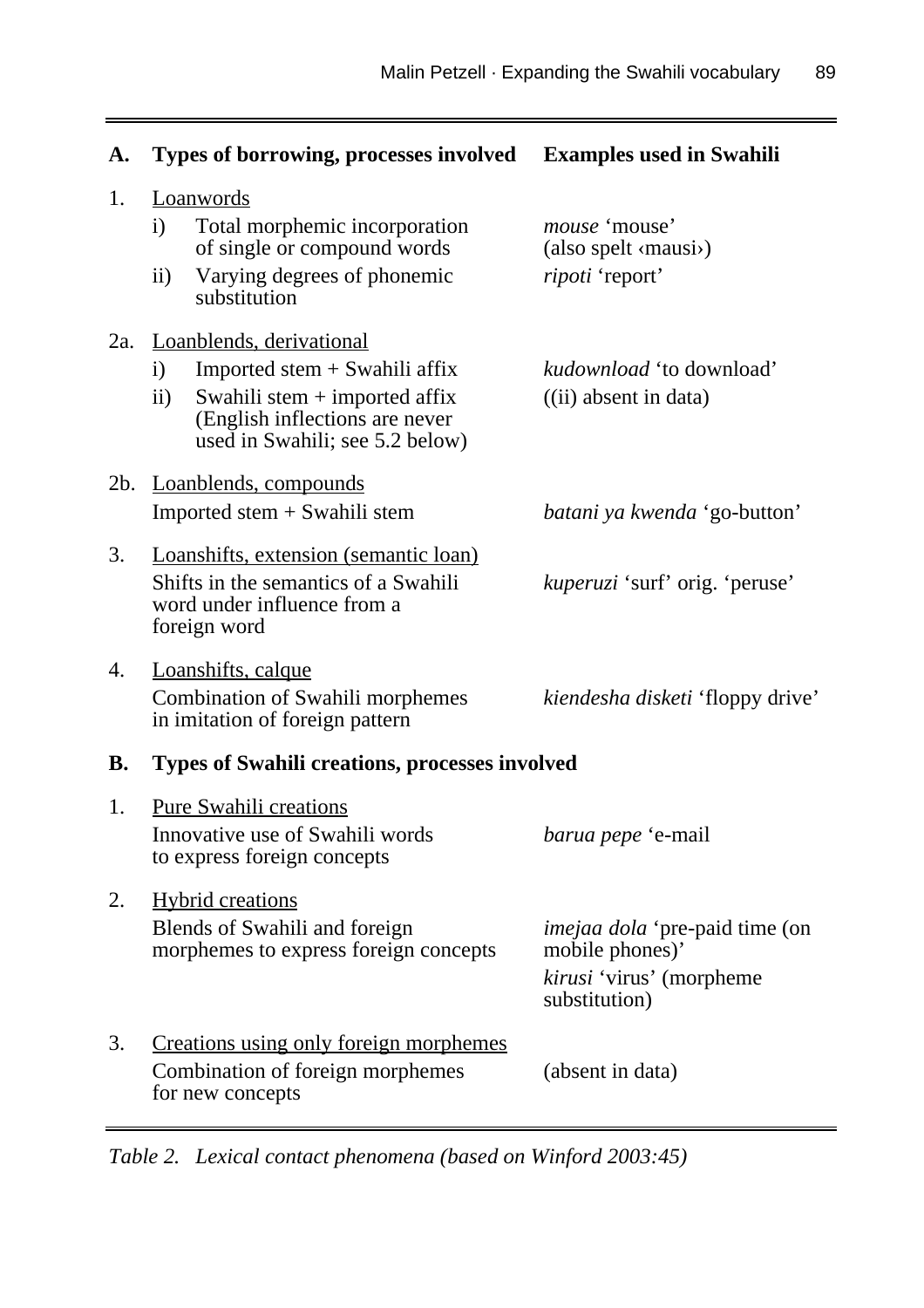| | Types of borrowing, processes involved | Examples used in Swahili |
|---|---|---|
| **A.** | **Types of borrowing, processes involved** | **Examples used in Swahili** |
| 1. | <u>Loanwords</u> | |
| | i) Total morphemic incorporation of single or compound words | *mouse* 'mouse' (also spelt ‹mausi›) |
| | ii) Varying degrees of phonemic substitution | *ripoti* 'report' |
| 2a. | <u>Loanblends, derivational</u> | |
| | i) Imported stem + Swahili affix | *kudownload* 'to download' |
| | ii) Swahili stem + imported affix (English inflections are never used in Swahili; see 5.2 below) | ((ii) absent in data) |
| 2b. | <u>Loanblends, compounds</u> | |
| | Imported stem + Swahili stem | *batani ya kwenda* 'go-button' |
| 3. | <u>Loanshifts, extension (semantic loan)</u> | |
| | Shifts in the semantics of a Swahili word under influence from a foreign word | *kuperuzi* 'surf' orig. 'peruse' |
| 4. | <u>Loanshifts, calque</u> | |
| | Combination of Swahili morphemes in imitation of foreign pattern | *kiendesha disketi* 'floppy drive' |
| **B.** | **Types of Swahili creations, processes involved** | |
| 1. | <u>Pure Swahili creations</u> | |
| | Innovative use of Swahili words to express foreign concepts | *barua pepe* 'e-mail |
| 2. | <u>Hybrid creations</u> | |
| | Blends of Swahili and foreign morphemes to express foreign concepts | *imejaa dola* 'pre-paid time (on mobile phones)' <br> *kirusi* 'virus' (morpheme substitution) |
| 3. | <u>Creations using only foreign morphemes</u> | |
| | Combination of foreign morphemes for new concepts | (absent in data) |

*Table 2. Lexical contact phenomena (based on Winford 2003:45)*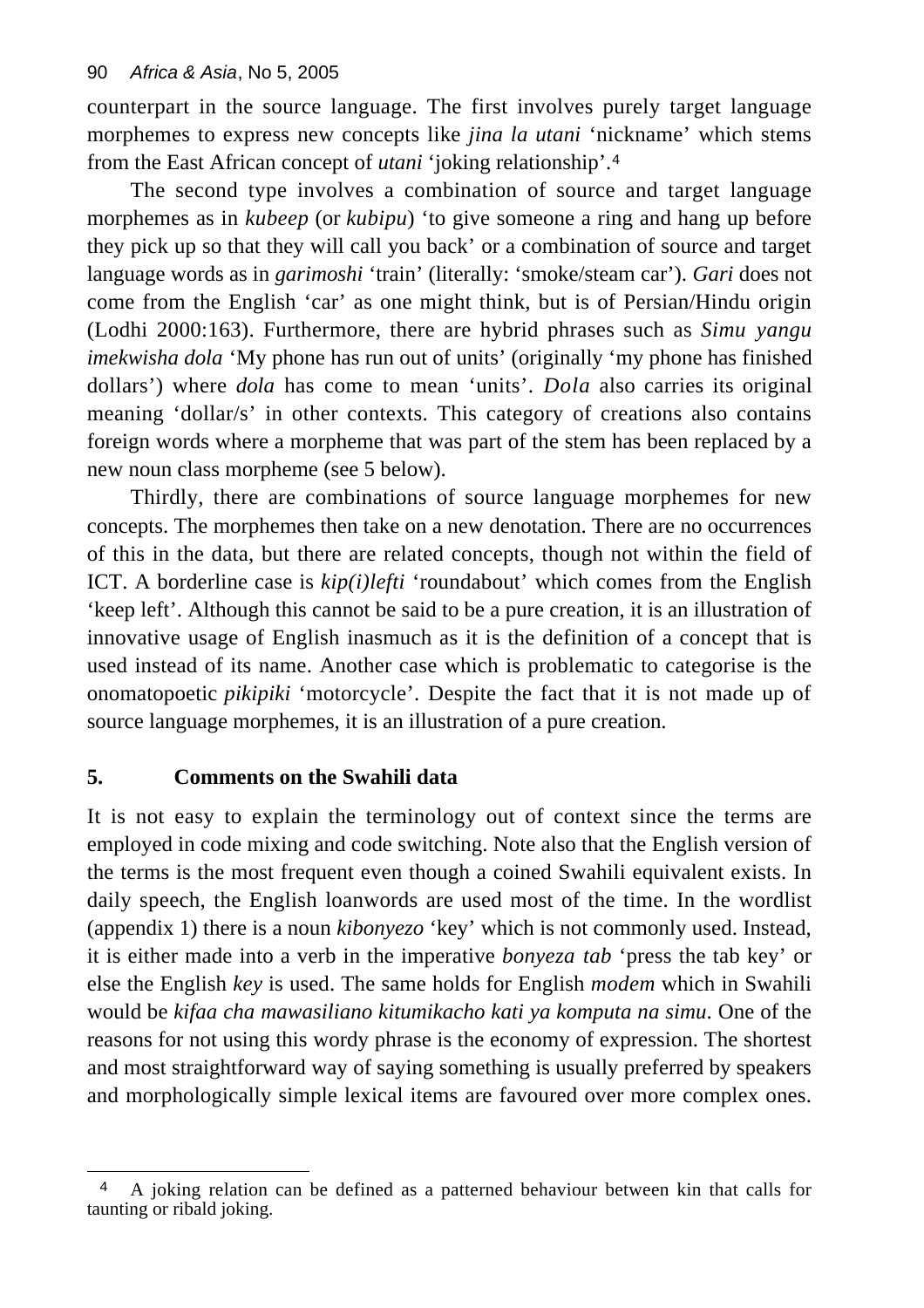counterpart in the source language. The first involves purely target language morphemes to express new concepts like *jina la utani* 'nickname' which stems from the East African concept of *utani* 'joking relationship'.[4]

The second type involves a combination of source and target language morphemes as in *kubeep* (or *kubipu*) 'to give someone a ring and hang up before they pick up so that they will call you back' or a combination of source and target language words as in *garimoshi* 'train' (literally: 'smoke/steam car'). *Gari* does not come from the English 'car' as one might think, but is of Persian/Hindu origin (Lodhi 2000:163). Furthermore, there are hybrid phrases such as *Simu yangu imekwisha dola* 'My phone has run out of units' (originally 'my phone has finished dollars') where *dola* has come to mean 'units'. *Dola* also carries its original meaning 'dollar/s' in other contexts. This category of creations also contains foreign words where a morpheme that was part of the stem has been replaced by a new noun class morpheme (see 5 below).

Thirdly, there are combinations of source language morphemes for new concepts. The morphemes then take on a new denotation. There are no occurrences of this in the data, but there are related concepts, though not within the field of ICT. A borderline case is *kip(i)lefti* 'roundabout' which comes from the English 'keep left'. Although this cannot be said to be a pure creation, it is an illustration of innovative usage of English inasmuch as it is the definition of a concept that is used instead of its name. Another case which is problematic to categorise is the onomatopoetic *pikipiki* 'motorcycle'. Despite the fact that it is not made up of source language morphemes, it is an illustration of a pure creation.

## 5. Comments on the Swahili data

It is not easy to explain the terminology out of context since the terms are employed in code mixing and code switching. Note also that the English version of the terms is the most frequent even though a coined Swahili equivalent exists. In daily speech, the English loanwords are used most of the time. In the wordlist (appendix 1) there is a noun *kibonyezo* 'key' which is not commonly used. Instead, it is either made into a verb in the imperative *bonyeza tab* 'press the tab key' or else the English *key* is used. The same holds for English *modem* which in Swahili would be *kifaa cha mawasiliano kitumikacho kati ya komputa na simu*. One of the reasons for not using this wordy phrase is the economy of expression. The shortest and most straightforward way of saying something is usually preferred by speakers and morphologically simple lexical items are favoured over more complex ones.

---

[4] A joking relation can be defined as a patterned behaviour between kin that calls for taunting or ribald joking.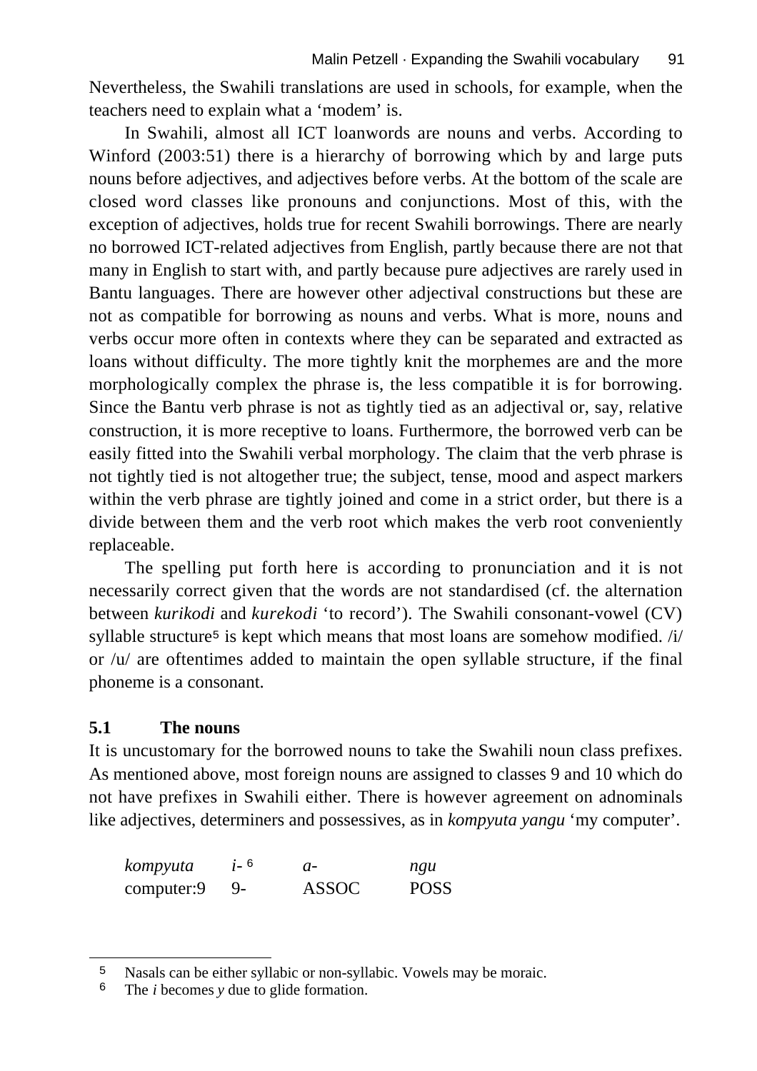Nevertheless, the Swahili translations are used in schools, for example, when the teachers need to explain what a 'modem' is.

In Swahili, almost all ICT loanwords are nouns and verbs. According to Winford (2003:51) there is a hierarchy of borrowing which by and large puts nouns before adjectives, and adjectives before verbs. At the bottom of the scale are closed word classes like pronouns and conjunctions. Most of this, with the exception of adjectives, holds true for recent Swahili borrowings. There are nearly no borrowed ICT-related adjectives from English, partly because there are not that many in English to start with, and partly because pure adjectives are rarely used in Bantu languages. There are however other adjectival constructions but these are not as compatible for borrowing as nouns and verbs. What is more, nouns and verbs occur more often in contexts where they can be separated and extracted as loans without difficulty. The more tightly knit the morphemes are and the more morphologically complex the phrase is, the less compatible it is for borrowing. Since the Bantu verb phrase is not as tightly tied as an adjectival or, say, relative construction, it is more receptive to loans. Furthermore, the borrowed verb can be easily fitted into the Swahili verbal morphology. The claim that the verb phrase is not tightly tied is not altogether true; the subject, tense, mood and aspect markers within the verb phrase are tightly joined and come in a strict order, but there is a divide between them and the verb root which makes the verb root conveniently replaceable.

The spelling put forth here is according to pronunciation and it is not necessarily correct given that the words are not standardised (cf. the alternation between *kurikodi* and *kurekodi* 'to record'). The Swahili consonant-vowel (CV) syllable structure[5] is kept which means that most loans are somehow modified. /i/ or /u/ are oftentimes added to maintain the open syllable structure, if the final phoneme is a consonant.

### 5.1 The nouns

It is uncustomary for the borrowed nouns to take the Swahili noun class prefixes. As mentioned above, most foreign nouns are assigned to classes 9 and 10 which do not have prefixes in Swahili either. There is however agreement on adnominals like adjectives, determiners and possessives, as in *kompyuta yangu* 'my computer'.

| | | | |
|---|---|---|---|
| *kompyuta* | *i-* [6] | *a-* | *ngu* |
| computer:9 | 9- | ASSOC | POSS |

[5] Nasals can be either syllabic or non-syllabic. Vowels may be moraic.

[6] The *i* becomes *y* due to glide formation.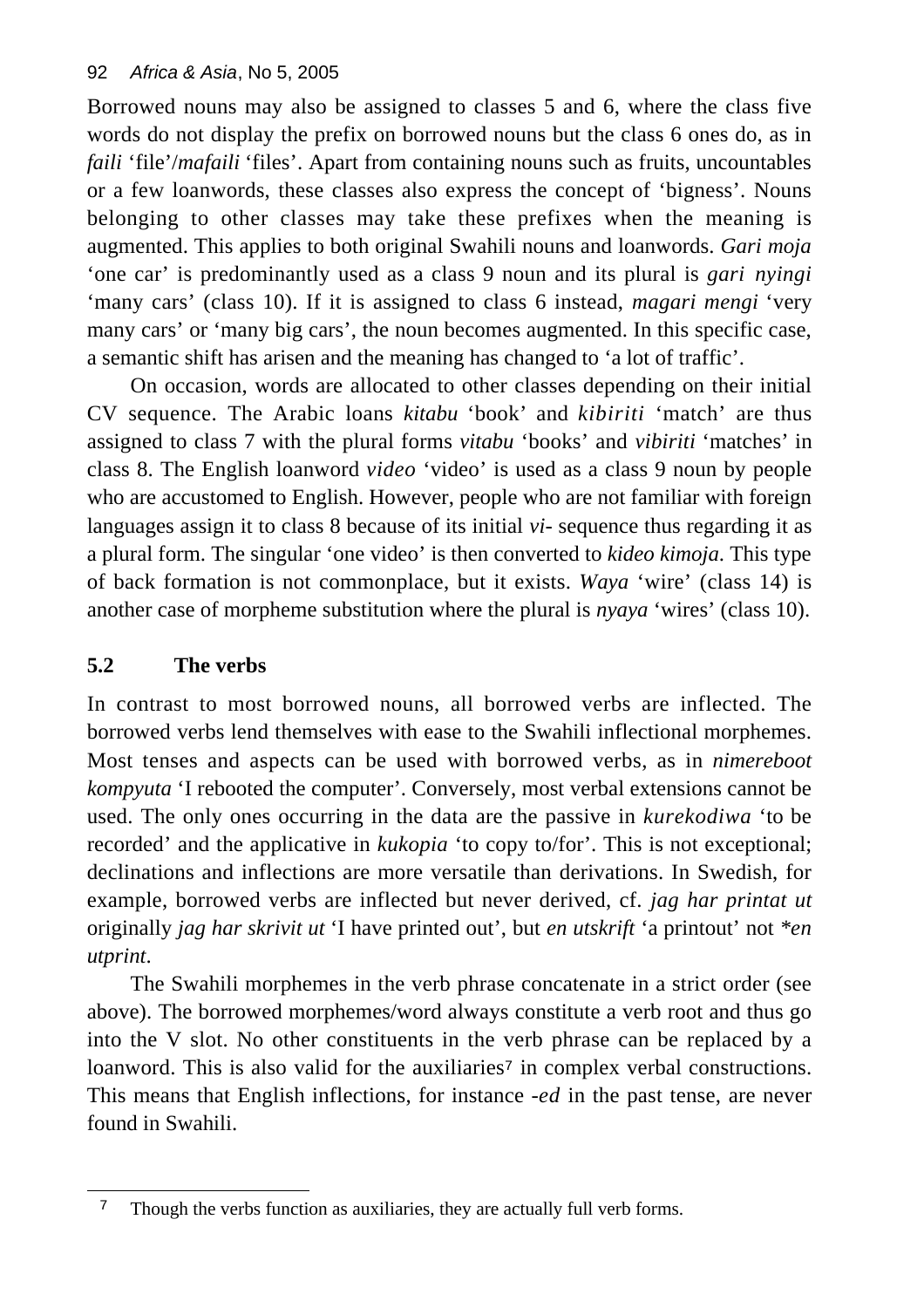Borrowed nouns may also be assigned to classes 5 and 6, where the class five words do not display the prefix on borrowed nouns but the class 6 ones do, as in *faili* 'file'/*mafaili* 'files'. Apart from containing nouns such as fruits, uncountables or a few loanwords, these classes also express the concept of 'bigness'. Nouns belonging to other classes may take these prefixes when the meaning is augmented. This applies to both original Swahili nouns and loanwords. *Gari moja* 'one car' is predominantly used as a class 9 noun and its plural is *gari nyingi* 'many cars' (class 10). If it is assigned to class 6 instead, *magari mengi* 'very many cars' or 'many big cars', the noun becomes augmented. In this specific case, a semantic shift has arisen and the meaning has changed to 'a lot of traffic'.

On occasion, words are allocated to other classes depending on their initial CV sequence. The Arabic loans *kitabu* 'book' and *kibiriti* 'match' are thus assigned to class 7 with the plural forms *vitabu* 'books' and *vibiriti* 'matches' in class 8. The English loanword *video* 'video' is used as a class 9 noun by people who are accustomed to English. However, people who are not familiar with foreign languages assign it to class 8 because of its initial *vi-* sequence thus regarding it as a plural form. The singular 'one video' is then converted to *kideo kimoja*. This type of back formation is not commonplace, but it exists. *Waya* 'wire' (class 14) is another case of morpheme substitution where the plural is *nyaya* 'wires' (class 10).

## 5.2 The verbs

In contrast to most borrowed nouns, all borrowed verbs are inflected. The borrowed verbs lend themselves with ease to the Swahili inflectional morphemes. Most tenses and aspects can be used with borrowed verbs, as in *nimereboot kompyuta* 'I rebooted the computer'. Conversely, most verbal extensions cannot be used. The only ones occurring in the data are the passive in *kurekodiwa* 'to be recorded' and the applicative in *kukopia* 'to copy to/for'. This is not exceptional; declinations and inflections are more versatile than derivations. In Swedish, for example, borrowed verbs are inflected but never derived, cf. *jag har printat ut* originally *jag har skrivit ut* 'I have printed out', but *en utskrift* 'a printout' not *\*en utprint*.

The Swahili morphemes in the verb phrase concatenate in a strict order (see above). The borrowed morphemes/word always constitute a verb root and thus go into the V slot. No other constituents in the verb phrase can be replaced by a loanword. This is also valid for the auxiliaries[7] in complex verbal constructions. This means that English inflections, for instance *-ed* in the past tense, are never found in Swahili.

---

[7] Though the verbs function as auxiliaries, they are actually full verb forms.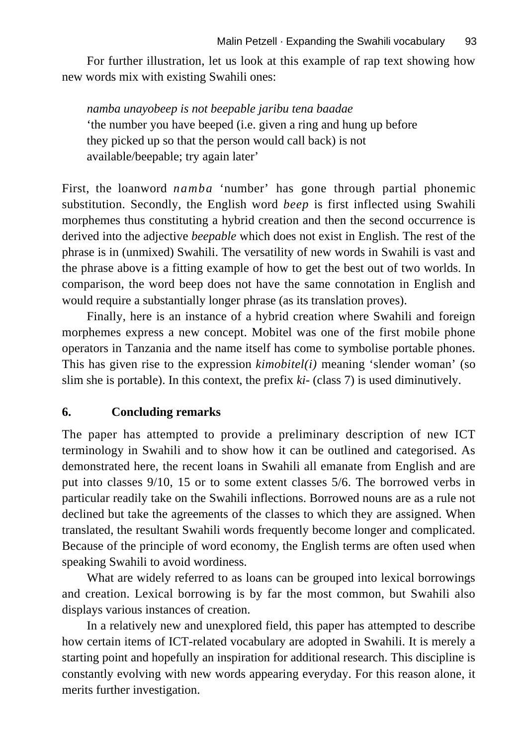For further illustration, let us look at this example of rap text showing how new words mix with existing Swahili ones:

> *namba unayobeep is not beepable jaribu tena baadae*
> ‘the number you have beeped (i.e. given a ring and hung up before they picked up so that the person would call back) is not available/beepable; try again later’

First, the loanword *namba* ‘number’ has gone through partial phonemic substitution. Secondly, the English word *beep* is first inflected using Swahili morphemes thus constituting a hybrid creation and then the second occurrence is derived into the adjective *beepable* which does not exist in English. The rest of the phrase is in (unmixed) Swahili. The versatility of new words in Swahili is vast and the phrase above is a fitting example of how to get the best out of two worlds. In comparison, the word beep does not have the same connotation in English and would require a substantially longer phrase (as its translation proves).

Finally, here is an instance of a hybrid creation where Swahili and foreign morphemes express a new concept. Mobitel was one of the first mobile phone operators in Tanzania and the name itself has come to symbolise portable phones. This has given rise to the expression *kimobitel(i)* meaning ‘slender woman’ (so slim she is portable). In this context, the prefix *ki-* (class 7) is used diminutively.

## 6. Concluding remarks

The paper has attempted to provide a preliminary description of new ICT terminology in Swahili and to show how it can be outlined and categorised. As demonstrated here, the recent loans in Swahili all emanate from English and are put into classes 9/10, 15 or to some extent classes 5/6. The borrowed verbs in particular readily take on the Swahili inflections. Borrowed nouns are as a rule not declined but take the agreements of the classes to which they are assigned. When translated, the resultant Swahili words frequently become longer and complicated. Because of the principle of word economy, the English terms are often used when speaking Swahili to avoid wordiness.

What are widely referred to as loans can be grouped into lexical borrowings and creation. Lexical borrowing is by far the most common, but Swahili also displays various instances of creation.

In a relatively new and unexplored field, this paper has attempted to describe how certain items of ICT-related vocabulary are adopted in Swahili. It is merely a starting point and hopefully an inspiration for additional research. This discipline is constantly evolving with new words appearing everyday. For this reason alone, it merits further investigation.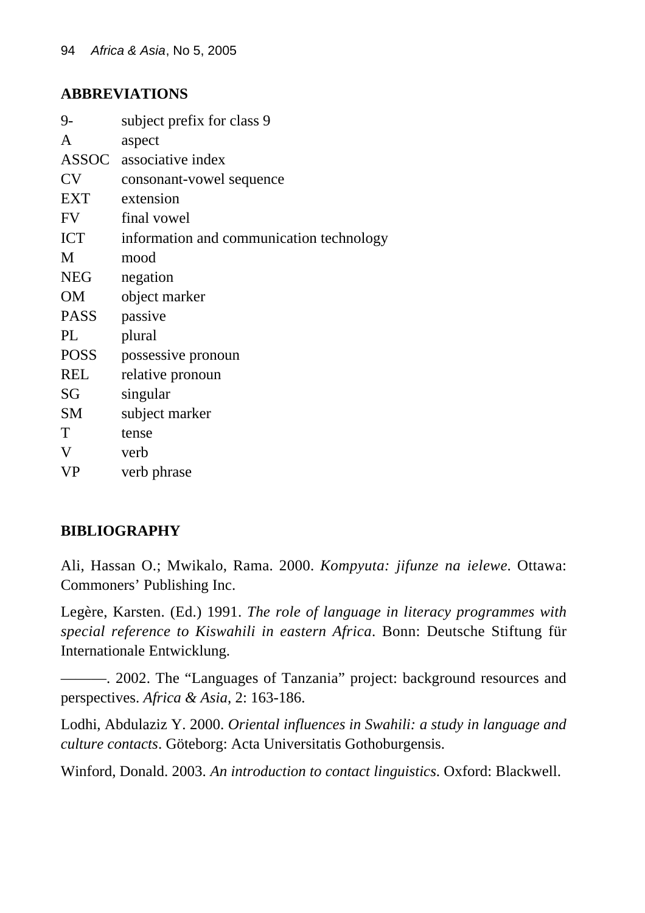## ABBREVIATIONS

| | |
|---|---|
| 9- | subject prefix for class 9 |
| A | aspect |
| ASSOC | associative index |
| CV | consonant-vowel sequence |
| EXT | extension |
| FV | final vowel |
| ICT | information and communication technology |
| M | mood |
| NEG | negation |
| OM | object marker |
| PASS | passive |
| PL | plural |
| POSS | possessive pronoun |
| REL | relative pronoun |
| SG | singular |
| SM | subject marker |
| T | tense |
| V | verb |
| VP | verb phrase |

## BIBLIOGRAPHY

Ali, Hassan O.; Mwikalo, Rama. 2000. *Kompyuta: jifunze na ielewe*. Ottawa: Commoners' Publishing Inc.

Legère, Karsten. (Ed.) 1991. *The role of language in literacy programmes with special reference to Kiswahili in eastern Africa*. Bonn: Deutsche Stiftung für Internationale Entwicklung.

———. 2002. The "Languages of Tanzania" project: background resources and perspectives. *Africa & Asia*, 2: 163-186.

Lodhi, Abdulaziz Y. 2000. *Oriental influences in Swahili: a study in language and culture contacts*. Göteborg: Acta Universitatis Gothoburgensis.

Winford, Donald. 2003. *An introduction to contact linguistics*. Oxford: Blackwell.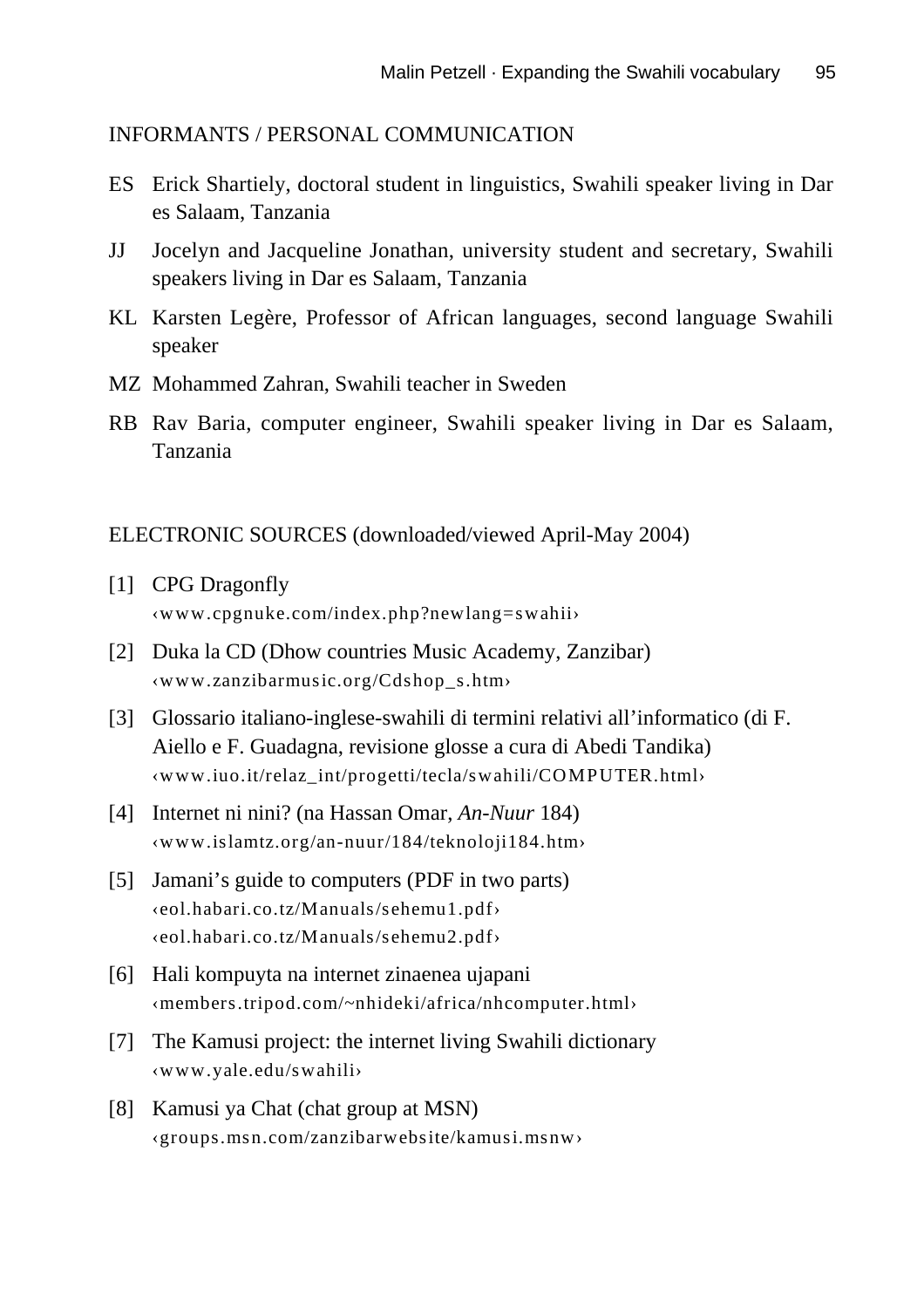## INFORMANTS / PERSONAL COMMUNICATION

ES Erick Shartiely, doctoral student in linguistics, Swahili speaker living in Dar es Salaam, Tanzania

JJ Jocelyn and Jacqueline Jonathan, university student and secretary, Swahili speakers living in Dar es Salaam, Tanzania

KL Karsten Legère, Professor of African languages, second language Swahili speaker

MZ Mohammed Zahran, Swahili teacher in Sweden

RB Rav Baria, computer engineer, Swahili speaker living in Dar es Salaam, Tanzania

## ELECTRONIC SOURCES (downloaded/viewed April-May 2004)

[1] CPG Dragonfly
‹www.cpgnuke.com/index.php?newlang=swahii›

[2] Duka la CD (Dhow countries Music Academy, Zanzibar)
‹www.zanzibarmusic.org/Cdshop_s.htm›

[3] Glossario italiano-inglese-swahili di termini relativi all'informatico (di F. Aiello e F. Guadagna, revisione glosse a cura di Abedi Tandika)
‹www.iuo.it/relaz_int/progetti/tecla/swahili/COMPUTER.html›

[4] Internet ni nini? (na Hassan Omar, *An-Nuur* 184)
‹www.islamtz.org/an-nuur/184/teknoloji184.htm›

[5] Jamani's guide to computers (PDF in two parts)
‹eol.habari.co.tz/Manuals/sehemu1.pdf›
‹eol.habari.co.tz/Manuals/sehemu2.pdf›

[6] Hali kompuyta na internet zinaenea ujapani
‹members.tripod.com/~nhideki/africa/nhcomputer.html›

[7] The Kamusi project: the internet living Swahili dictionary
‹www.yale.edu/swahili›

[8] Kamusi ya Chat (chat group at MSN)
‹groups.msn.com/zanzibarwebsite/kamusi.msnw›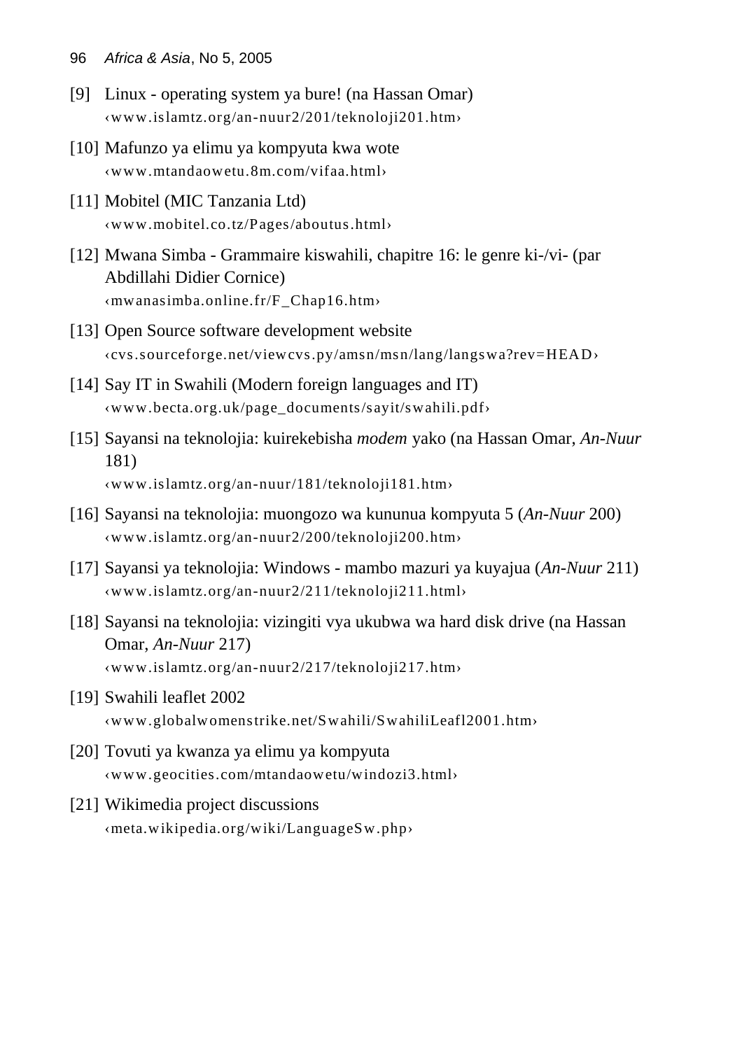[9] Linux - operating system ya bure! (na Hassan Omar)
‹www.islamtz.org/an-nuur2/201/teknoloji201.htm›

[10] Mafunzo ya elimu ya kompyuta kwa wote
‹www.mtandaowetu.8m.com/vifaa.html›

[11] Mobitel (MIC Tanzania Ltd)
‹www.mobitel.co.tz/Pages/aboutus.html›

[12] Mwana Simba - Grammaire kiswahili, chapitre 16: le genre ki-/vi- (par Abdillahi Didier Cornice)
‹mwanasimba.online.fr/F_Chap16.htm›

[13] Open Source software development website
‹cvs.sourceforge.net/viewcvs.py/amsn/msn/lang/langswa?rev=HEAD›

[14] Say IT in Swahili (Modern foreign languages and IT)
‹www.becta.org.uk/page_documents/sayit/swahili.pdf›

[15] Sayansi na teknolojia: kuirekebisha *modem* yako (na Hassan Omar, *An-Nuur* 181)
‹www.islamtz.org/an-nuur/181/teknoloji181.htm›

[16] Sayansi na teknolojia: muongozo wa kununua kompyuta 5 (*An-Nuur* 200)
‹www.islamtz.org/an-nuur2/200/teknoloji200.htm›

[17] Sayansi ya teknolojia: Windows - mambo mazuri ya kuyajua (*An-Nuur* 211)
‹www.islamtz.org/an-nuur2/211/teknoloji211.html›

[18] Sayansi na teknolojia: vizingiti vya ukubwa wa hard disk drive (na Hassan Omar, *An-Nuur* 217)
‹www.islamtz.org/an-nuur2/217/teknoloji217.htm›

[19] Swahili leaflet 2002
‹www.globalwomenstrike.net/Swahili/SwahiliLeafl2001.htm›

[20] Tovuti ya kwanza ya elimu ya kompyuta
‹www.geocities.com/mtandaowetu/windozi3.html›

[21] Wikimedia project discussions
‹meta.wikipedia.org/wiki/LanguageSw.php›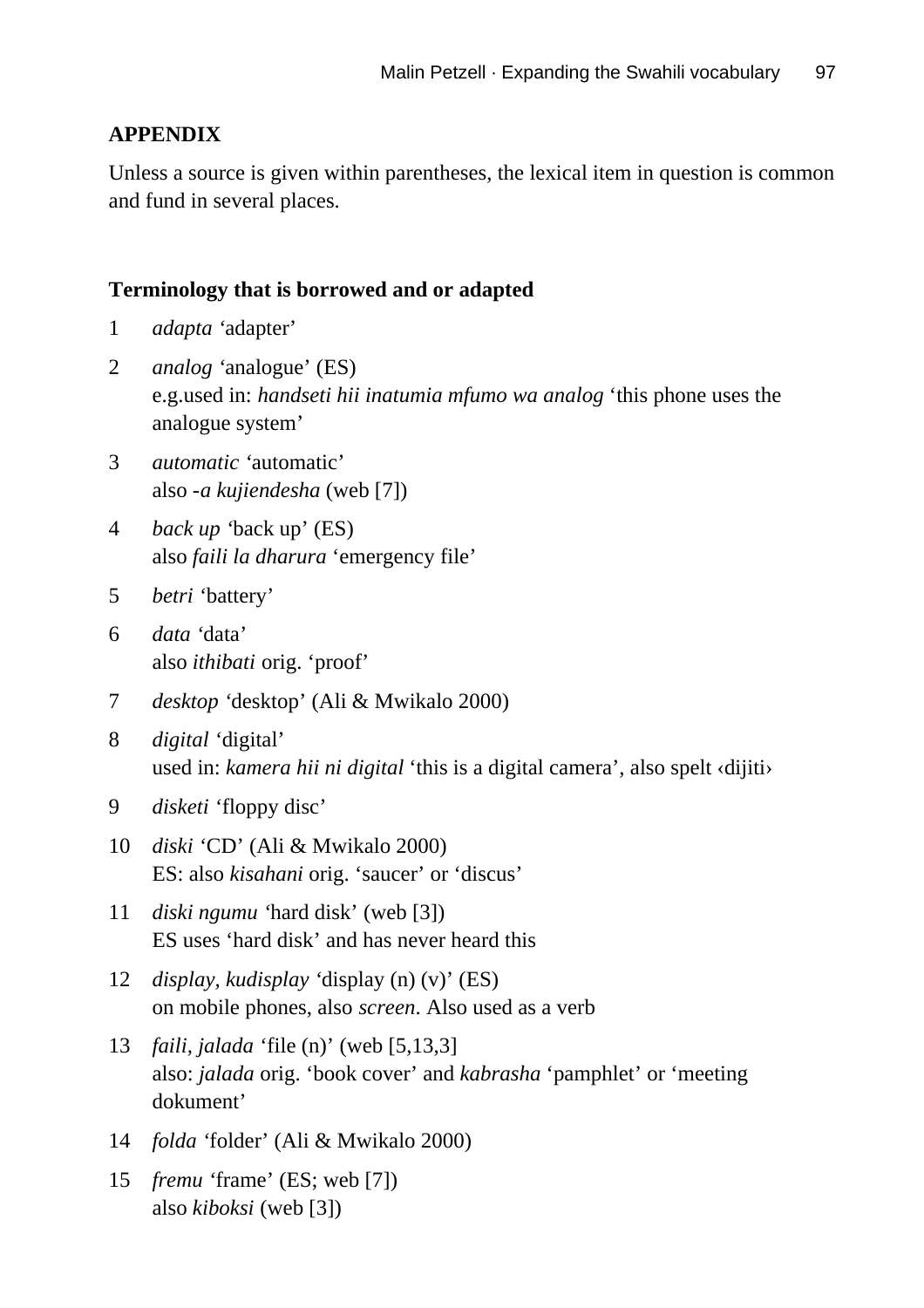## APPENDIX

Unless a source is given within parentheses, the lexical item in question is common and fund in several places.

### Terminology that is borrowed and or adapted

1 *adapta* 'adapter'

2 *analog* 'analogue' (ES)
e.g.used in: *handseti hii inatumia mfumo wa analog* 'this phone uses the analogue system'

3 *automatic* 'automatic'
also -*a kujiendesha* (web [7])

4 *back up* 'back up' (ES)
also *faili la dharura* 'emergency file'

5 *betri* 'battery'

6 *data* 'data'
also *ithibati* orig. 'proof'

7 *desktop* 'desktop' (Ali & Mwikalo 2000)

8 *digital* 'digital'
used in: *kamera hii ni digital* 'this is a digital camera', also spelt ‹dijiti›

9 *disketi* 'floppy disc'

10 *diski* 'CD' (Ali & Mwikalo 2000)
ES: also *kisahani* orig. 'saucer' or 'discus'

11 *diski ngumu* 'hard disk' (web [3])
ES uses 'hard disk' and has never heard this

12 *display, kudisplay* 'display (n) (v)' (ES)
on mobile phones, also *screen*. Also used as a verb

13 *faili, jalada* 'file (n)' (web [5,13,3]
also: *jalada* orig. 'book cover' and *kabrasha* 'pamphlet' or 'meeting dokument'

14 *folda* 'folder' (Ali & Mwikalo 2000)

15 *fremu* 'frame' (ES; web [7])
also *kiboksi* (web [3])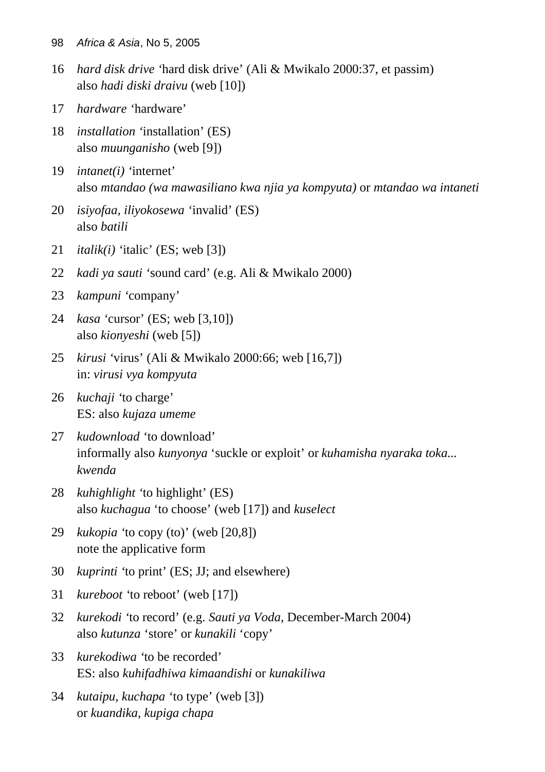16 *hard disk drive* 'hard disk drive' (Ali & Mwikalo 2000:37, et passim)
also *hadi diski draivu* (web [10])

17 *hardware* 'hardware'

18 *installation* 'installation' (ES)
also *muunganisho* (web [9])

19 *intanet(i)* 'internet'
also *mtandao (wa mawasiliano kwa njia ya kompyuta)* or *mtandao wa intaneti*

20 *isiyofaa, iliyokosewa* 'invalid' (ES)
also *batili*

21 *italik(i)* 'italic' (ES; web [3])

22 *kadi ya sauti* 'sound card' (e.g. Ali & Mwikalo 2000)

23 *kampuni* 'company'

24 *kasa* 'cursor' (ES; web [3,10])
also *kionyeshi* (web [5])

25 *kirusi* 'virus' (Ali & Mwikalo 2000:66; web [16,7])
in: *virusi vya kompyuta*

26 *kuchaji* 'to charge'
ES: also *kujaza umeme*

27 *kudownload* 'to download'
informally also *kunyonya* 'suckle or exploit' or *kuhamisha nyaraka toka... kwenda*

28 *kuhighlight* 'to highlight' (ES)
also *kuchagua* 'to choose' (web [17]) and *kuselect*

29 *kukopia* 'to copy (to)' (web [20,8])
note the applicative form

30 *kuprinti* 'to print' (ES; JJ; and elsewhere)

31 *kureboot* 'to reboot' (web [17])

32 *kurekodi* 'to record' (e.g. *Sauti ya Voda*, December-March 2004)
also *kutunza* 'store' or *kunakili* 'copy'

33 *kurekodiwa* 'to be recorded'
ES: also *kuhifadhiwa kimaandishi* or *kunakiliwa*

34 *kutaipu, kuchapa* 'to type' (web [3])
or *kuandika, kupiga chapa*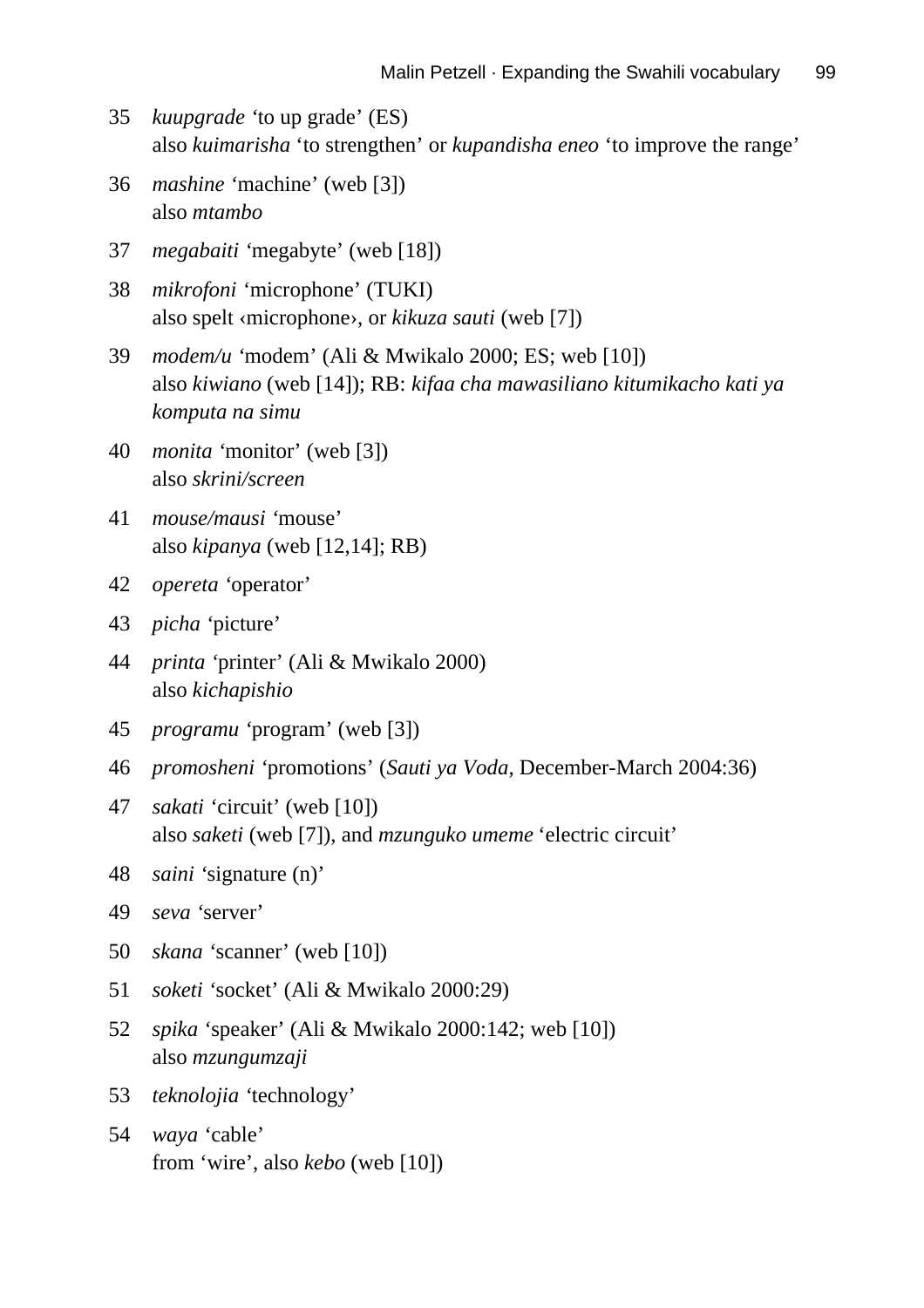35 *kuupgrade* 'to up grade' (ES)
also *kuimarisha* 'to strengthen' or *kupandisha eneo* 'to improve the range'

36 *mashine* 'machine' (web [3])
also *mtambo*

37 *megabaiti* 'megabyte' (web [18])

38 *mikrofoni* 'microphone' (TUKI)
also spelt ‹microphone›, or *kikuza sauti* (web [7])

39 *modem/u* 'modem' (Ali & Mwikalo 2000; ES; web [10])
also *kiwiano* (web [14]); RB: *kifaa cha mawasiliano kitumikacho kati ya komputa na simu*

40 *monita* 'monitor' (web [3])
also *skrini/screen*

41 *mouse/mausi* 'mouse'
also *kipanya* (web [12,14]; RB)

42 *opereta* 'operator'

43 *picha* 'picture'

44 *printa* 'printer' (Ali & Mwikalo 2000)
also *kichapishio*

45 *programu* 'program' (web [3])

46 *promosheni* 'promotions' (*Sauti ya Voda*, December-March 2004:36)

47 *sakati* 'circuit' (web [10])
also *saketi* (web [7]), and *mzunguko umeme* 'electric circuit'

48 *saini* 'signature (n)'

49 *seva* 'server'

50 *skana* 'scanner' (web [10])

51 *soketi* 'socket' (Ali & Mwikalo 2000:29)

52 *spika* 'speaker' (Ali & Mwikalo 2000:142; web [10])
also *mzungumzaji*

53 *teknolojia* 'technology'

54 *waya* 'cable'
from 'wire', also *kebo* (web [10])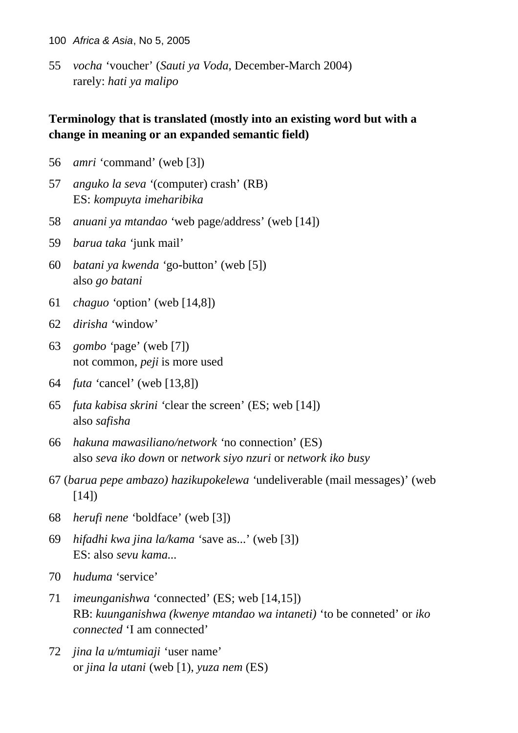55 *vocha* ‘voucher’ (*Sauti ya Voda*, December-March 2004)
rarely: *hati ya malipo*

**Terminology that is translated (mostly into an existing word but with a change in meaning or an expanded semantic field)**

56 *amri* ‘command’ (web [3])

57 *anguko la seva* ‘(computer) crash’ (RB)
ES: *kompuyta imeharibika*

58 *anuani ya mtandao* ‘web page/address’ (web [14])

59 *barua taka* ‘junk mail’

60 *batani ya kwenda* ‘go-button’ (web [5])
also *go batani*

61 *chaguo* ‘option’ (web [14,8])

62 *dirisha* ‘window’

63 *gombo* ‘page’ (web [7])
not common, *peji* is more used

64 *futa* ‘cancel’ (web [13,8])

65 *futa kabisa skrini* ‘clear the screen’ (ES; web [14])
also *safisha*

66 *hakuna mawasiliano/network* ‘no connection’ (ES)
also *seva iko down* or *network siyo nzuri* or *network iko busy*

67 (*barua pepe ambazo) hazikupokelewa* ‘undeliverable (mail messages)’ (web [14])

68 *herufi nene* ‘boldface’ (web [3])

69 *hifadhi kwa jina la/kama* ‘save as...’ (web [3])
ES: also *sevu kama...*

70 *huduma* ‘service’

71 *imeunganishwa* ‘connected’ (ES; web [14,15])
RB: *kuunganishwa (kwenye mtandao wa intaneti)* ‘to be conneted’ or *iko connected* ‘I am connected’

72 *jina la u/mtumiaji* ‘user name’
or *jina la utani* (web [1), *yuza nem* (ES)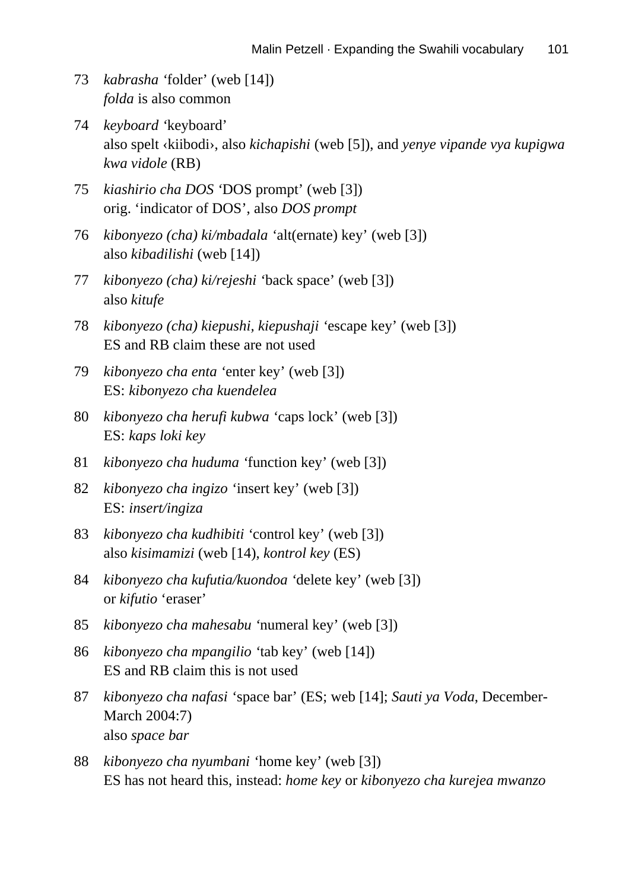73 *kabrasha* 'folder' (web [14])
*folda* is also common

74 *keyboard* 'keyboard'
also spelt ‹kiibodi›, also *kichapishi* (web [5]), and *yenye vipande vya kupigwa kwa vidole* (RB)

75 *kiashirio cha DOS* 'DOS prompt' (web [3])
orig. 'indicator of DOS', also *DOS prompt*

76 *kibonyezo (cha) ki/mbadala* 'alt(ernate) key' (web [3])
also *kibadilishi* (web [14])

77 *kibonyezo (cha) ki/rejeshi* 'back space' (web [3])
also *kitufe*

78 *kibonyezo (cha) kiepushi, kiepushaji* 'escape key' (web [3])
ES and RB claim these are not used

79 *kibonyezo cha enta* 'enter key' (web [3])
ES: *kibonyezo cha kuendelea*

80 *kibonyezo cha herufi kubwa* 'caps lock' (web [3])
ES: *kaps loki key*

81 *kibonyezo cha huduma* 'function key' (web [3])

82 *kibonyezo cha ingizo* 'insert key' (web [3])
ES: *insert/ingiza*

83 *kibonyezo cha kudhibiti* 'control key' (web [3])
also *kisimamizi* (web [14]), *kontrol key* (ES)

84 *kibonyezo cha kufutia/kuondoa* 'delete key' (web [3])
or *kifutio* 'eraser'

85 *kibonyezo cha mahesabu* 'numeral key' (web [3])

86 *kibonyezo cha mpangilio* 'tab key' (web [14])
ES and RB claim this is not used

87 *kibonyezo cha nafasi* 'space bar' (ES; web [14]; *Sauti ya Voda*, December-March 2004:7)
also *space bar*

88 *kibonyezo cha nyumbani* 'home key' (web [3])
ES has not heard this, instead: *home key* or *kibonyezo cha kurejea mwanzo*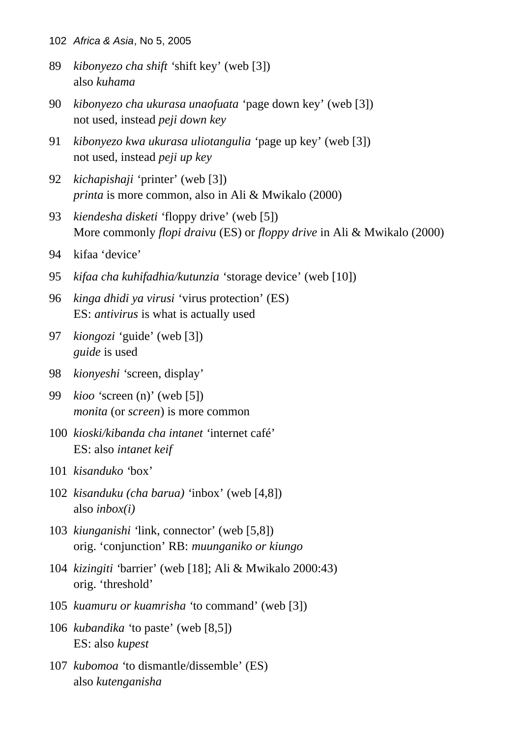89 *kibonyezo cha shift* 'shift key' (web [3])
also *kuhama*

90 *kibonyezo cha ukurasa unaofuata* 'page down key' (web [3])
not used, instead *peji down key*

91 *kibonyezo kwa ukurasa uliotangulia* 'page up key' (web [3])
not used, instead *peji up key*

92 *kichapishaji* 'printer' (web [3])
*printa* is more common, also in Ali & Mwikalo (2000)

93 *kiendesha disketi* 'floppy drive' (web [5])
More commonly *flopi draivu* (ES) or *floppy drive* in Ali & Mwikalo (2000)

94 kifaa 'device'

95 *kifaa cha kuhifadhia/kutunzia* 'storage device' (web [10])

96 *kinga dhidi ya virusi* 'virus protection' (ES)
ES: *antivirus* is what is actually used

97 *kiongozi* 'guide' (web [3])
*guide* is used

98 *kionyeshi* 'screen, display'

99 *kioo* 'screen (n)' (web [5])
*monita* (or *screen*) is more common

100 *kioski/kibanda cha intanet* 'internet café'
ES: also *intanet keif*

101 *kisanduko* 'box'

102 *kisanduku (cha barua)* 'inbox' (web [4,8])
also *inbox(i)*

103 *kiunganishi* 'link, connector' (web [5,8])
orig. 'conjunction' RB: *muunganiko or kiungo*

104 *kizingiti* 'barrier' (web [18]; Ali & Mwikalo 2000:43)
orig. 'threshold'

105 *kuamuru or kuamrisha* 'to command' (web [3])

106 *kubandika* 'to paste' (web [8,5])
ES: also *kupest*

107 *kubomoa* 'to dismantle/dissemble' (ES)
also *kutenganisha*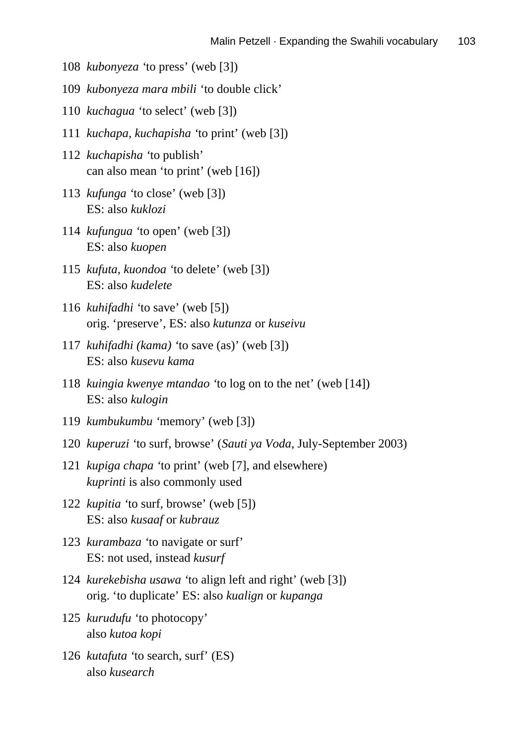108 *kubonyeza* 'to press' (web [3])

109 *kubonyeza mara mbili* 'to double click'

110 *kuchagua* 'to select' (web [3])

111 *kuchapa, kuchapisha* 'to print' (web [3])

112 *kuchapisha* 'to publish'
can also mean 'to print' (web [16])

113 *kufunga* 'to close' (web [3])
ES: also *kuklozi*

114 *kufungua* 'to open' (web [3])
ES: also *kuopen*

115 *kufuta, kuondoa* 'to delete' (web [3])
ES: also *kudelete*

116 *kuhifadhi* 'to save' (web [5])
orig. 'preserve', ES: also *kutunza* or *kuseivu*

117 *kuhifadhi (kama)* 'to save (as)' (web [3])
ES: also *kusevu kama*

118 *kuingia kwenye mtandao* 'to log on to the net' (web [14])
ES: also *kulogin*

119 *kumbukumbu* 'memory' (web [3])

120 *kuperuzi* 'to surf, browse' (*Sauti ya Voda*, July-September 2003)

121 *kupiga chapa* 'to print' (web [7], and elsewhere)
*kuprinti* is also commonly used

122 *kupitia* 'to surf, browse' (web [5])
ES: also *kusaaf* or *kubrauz*

123 *kurambaza* 'to navigate or surf'
ES: not used, instead *kusurf*

124 *kurekebisha usawa* 'to align left and right' (web [3])
orig. 'to duplicate' ES: also *kualign* or *kupanga*

125 *kurudufu* 'to photocopy'
also *kutoa kopi*

126 *kutafuta* 'to search, surf' (ES)
also *kusearch*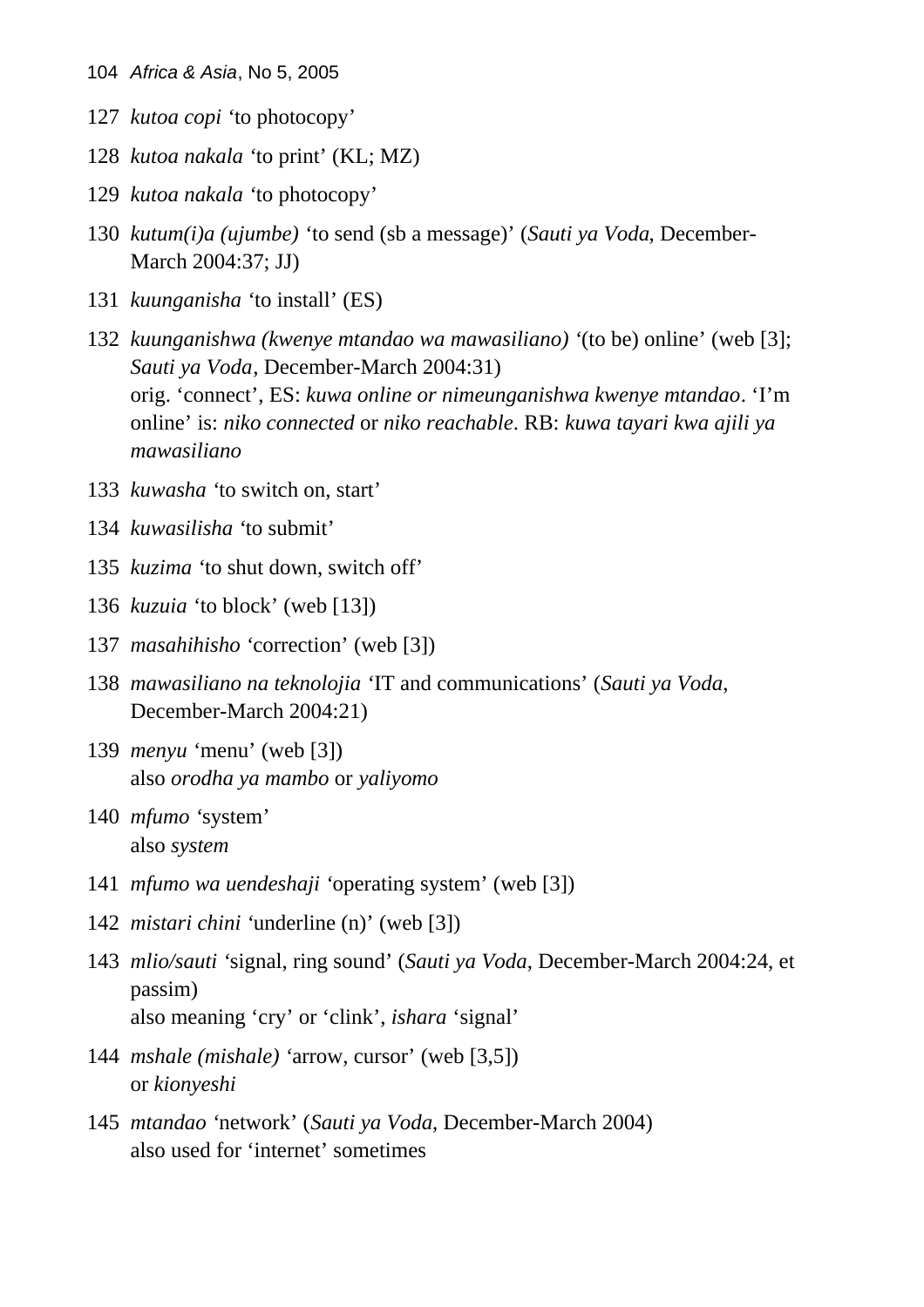127 *kutoa copi* ‘to photocopy’

128 *kutoa nakala* ‘to print’ (KL; MZ)

129 *kutoa nakala* ‘to photocopy’

130 *kutum(i)a (ujumbe)* ‘to send (sb a message)’ (*Sauti ya Voda*, December-March 2004:37; JJ)

131 *kuunganisha* ‘to install’ (ES)

132 *kuunganishwa (kwenye mtandao wa mawasiliano)* ‘(to be) online’ (web [3]; *Sauti ya Voda*, December-March 2004:31)
orig. ‘connect’, ES: *kuwa online or nimeunganishwa kwenye mtandao*. ‘I’m online’ is: *niko connected* or *niko reachable*. RB: *kuwa tayari kwa ajili ya mawasiliano*

133 *kuwasha* ‘to switch on, start’

134 *kuwasilisha* ‘to submit’

135 *kuzima* ‘to shut down, switch off’

136 *kuzuia* ‘to block’ (web [13])

137 *masahihisho* ‘correction’ (web [3])

138 *mawasiliano na teknolojia* ‘IT and communications’ (*Sauti ya Voda*, December-March 2004:21)

139 *menyu* ‘menu’ (web [3])
also *orodha ya mambo* or *yaliyomo*

140 *mfumo* ‘system’
also *system*

141 *mfumo wa uendeshaji* ‘operating system’ (web [3])

142 *mistari chini* ‘underline (n)’ (web [3])

143 *mlio/sauti* ‘signal, ring sound’ (*Sauti ya Voda*, December-March 2004:24, et passim)
also meaning ‘cry’ or ‘clink’, *ishara* ‘signal’

144 *mshale (mishale)* ‘arrow, cursor’ (web [3,5])
or *kionyeshi*

145 *mtandao* ‘network’ (*Sauti ya Voda*, December-March 2004)
also used for ‘internet’ sometimes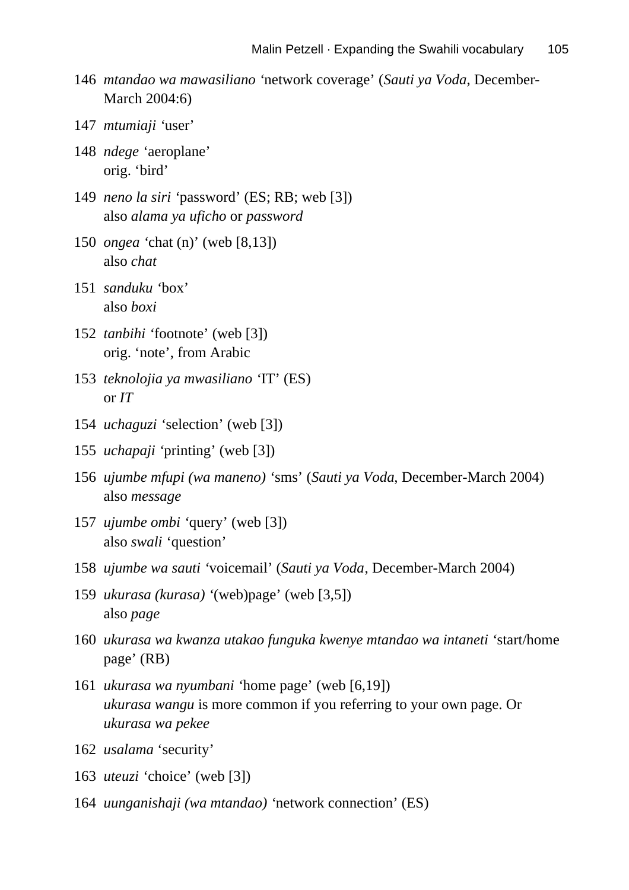146 *mtandao wa mawasiliano* ‘network coverage’ (*Sauti ya Voda*, December-March 2004:6)

147 *mtumiaji* ‘user’

148 *ndege* ‘aeroplane’
orig. ‘bird’

149 *neno la siri* ‘password’ (ES; RB; web [3])
also *alama ya uficho* or *password*

150 *ongea* ‘chat (n)’ (web [8,13])
also *chat*

151 *sanduku* ‘box’
also *boxi*

152 *tanbihi* ‘footnote’ (web [3])
orig. ‘note’, from Arabic

153 *teknolojia ya mwasiliano* ‘IT’ (ES)
or *IT*

154 *uchaguzi* ‘selection’ (web [3])

155 *uchapaji* ‘printing’ (web [3])

156 *ujumbe mfupi (wa maneno)* ‘sms’ (*Sauti ya Voda,* December-March 2004)
also *message*

157 *ujumbe ombi* ‘query’ (web [3])
also *swali* ‘question’

158 *ujumbe wa sauti* ‘voicemail’ (*Sauti ya Voda*, December-March 2004)

159 *ukurasa (kurasa)* ‘(web)page’ (web [3,5])
also *page*

160 *ukurasa wa kwanza utakao funguka kwenye mtandao wa intaneti* ‘start/home page’ (RB)

161 *ukurasa wa nyumbani* ‘home page’ (web [6,19])
*ukurasa wangu* is more common if you referring to your own page. Or *ukurasa wa pekee*

162 *usalama* ‘security’

163 *uteuzi* ‘choice’ (web [3])

164 *uunganishaji (wa mtandao)* ‘network connection’ (ES)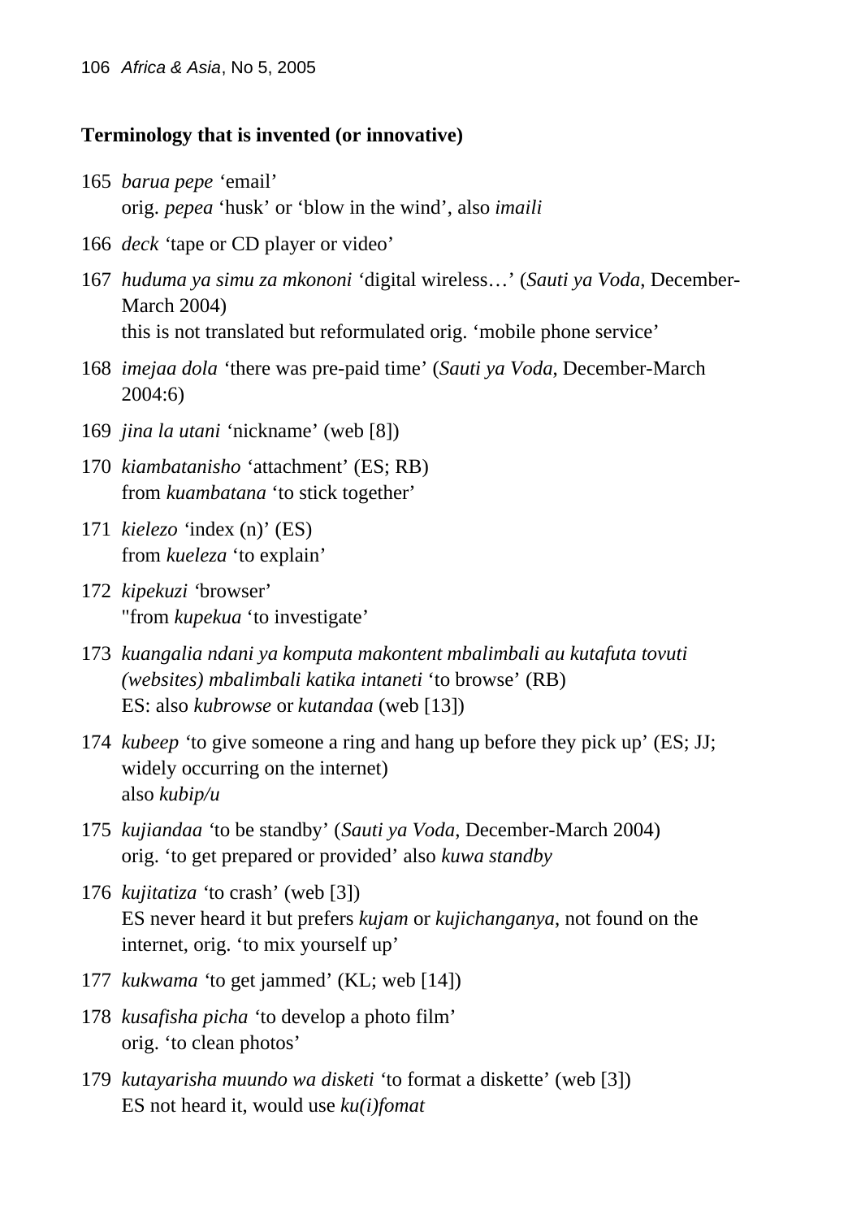**Terminology that is invented (or innovative)**

165 *barua pepe* 'email'
orig. *pepea* 'husk' or 'blow in the wind', also *imaili*

166 *deck* 'tape or CD player or video'

167 *huduma ya simu za mkononi* 'digital wireless…' (*Sauti ya Voda*, December-March 2004)
this is not translated but reformulated orig. 'mobile phone service'

168 *imejaa dola* 'there was pre-paid time' (*Sauti ya Voda*, December-March 2004:6)

169 *jina la utani* 'nickname' (web [8])

170 *kiambatanisho* 'attachment' (ES; RB)
from *kuambatana* 'to stick together'

171 *kielezo* 'index (n)' (ES)
from *kueleza* 'to explain'

172 *kipekuzi* 'browser'
"from *kupekua* 'to investigate'

173 *kuangalia ndani ya komputa makontent mbalimbali au kutafuta tovuti (websites) mbalimbali katika intaneti* 'to browse' (RB)
ES: also *kubrowse* or *kutandaa* (web [13])

174 *kubeep* 'to give someone a ring and hang up before they pick up' (ES; JJ; widely occurring on the internet)
also *kubip/u*

175 *kujiandaa* 'to be standby' (*Sauti ya Voda*, December-March 2004)
orig. 'to get prepared or provided' also *kuwa standby*

176 *kujitatiza* 'to crash' (web [3])
ES never heard it but prefers *kujam* or *kujichanganya*, not found on the internet, orig. 'to mix yourself up'

177 *kukwama* 'to get jammed' (KL; web [14])

178 *kusafisha picha* 'to develop a photo film'
orig. 'to clean photos'

179 *kutayarisha muundo wa disketi* 'to format a diskette' (web [3])
ES not heard it, would use *ku(i)fomat*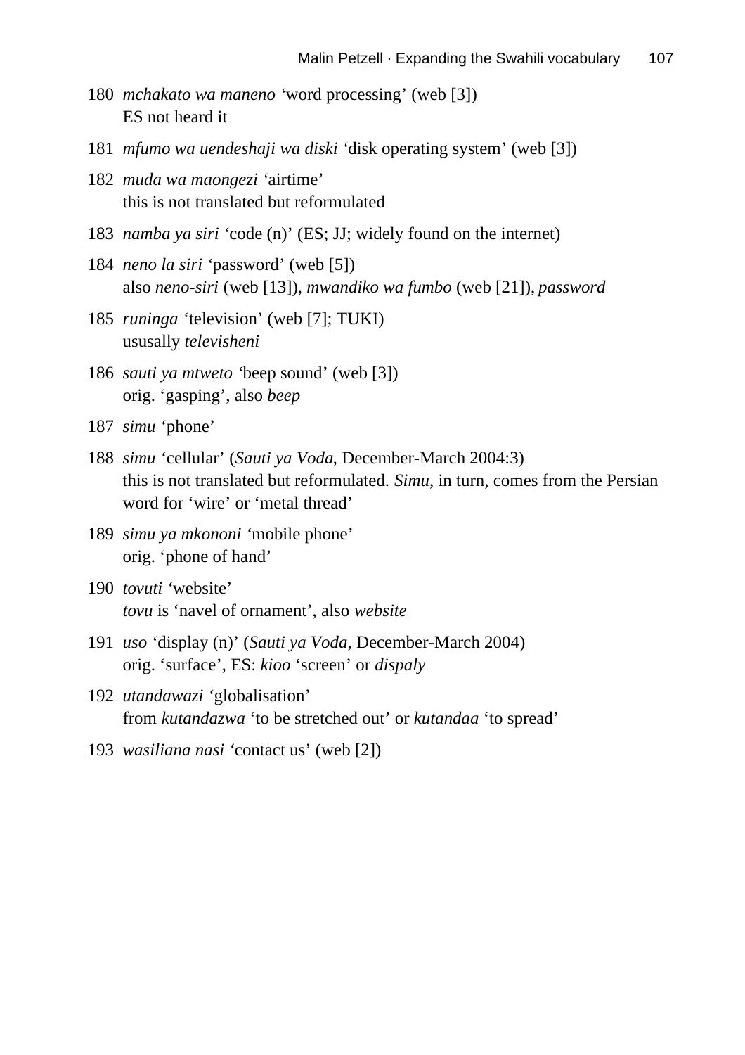180 *mchakato wa maneno* ‘word processing’ (web [3])
ES not heard it

181 *mfumo wa uendeshaji wa diski* ‘disk operating system’ (web [3])

182 *muda wa maongezi* ‘airtime’
this is not translated but reformulated

183 *namba ya siri* ‘code (n)’ (ES; JJ; widely found on the internet)

184 *neno la siri* ‘password’ (web [5])
also *neno-siri* (web [13]), *mwandiko wa fumbo* (web [21]), *password*

185 *runinga* ‘television’ (web [7]; TUKI)
ususally *televisheni*

186 *sauti ya mtweto* ‘beep sound’ (web [3])
orig. ‘gasping’, also *beep*

187 *simu* ‘phone’

188 *simu* ‘cellular’ (*Sauti ya Voda*, December-March 2004:3)
this is not translated but reformulated. *Simu*, in turn, comes from the Persian word for ‘wire’ or ‘metal thread’

189 *simu ya mkononi* ‘mobile phone’
orig. ‘phone of hand’

190 *tovuti* ‘website’
*tovu* is ‘navel of ornament’, also *website*

191 *uso* ‘display (n)’ (*Sauti ya Voda*, December-March 2004)
orig. ‘surface’, ES: *kioo* ‘screen’ or *dispaly*

192 *utandawazi* ‘globalisation’
from *kutandazwa* ‘to be stretched out’ or *kutandaa* ‘to spread’

193 *wasiliana nasi* ‘contact us’ (web [2])